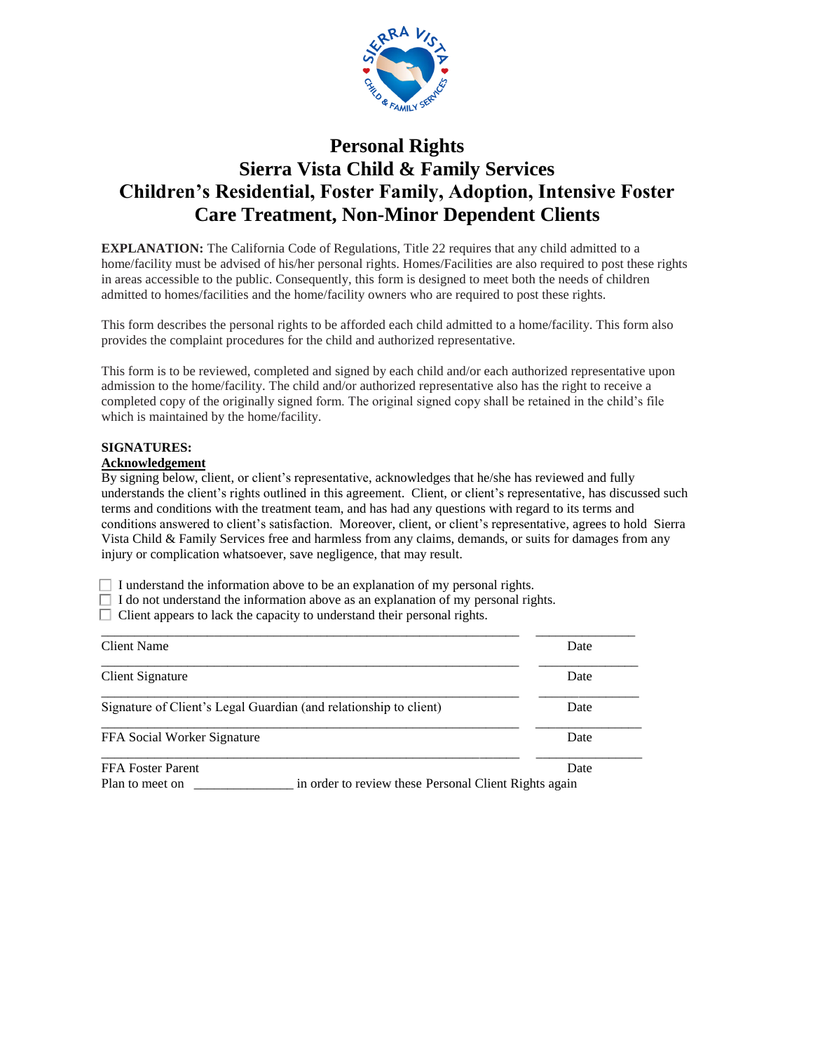# Personal Rights
# Sierra Vista Child & Family Services
# Children's Residential, Foster Family, Adoption, Intensive Foster Care Treatment, Non-Minor Dependent Clients

**EXPLANATION:** The California Code of Regulations, Title 22 requires that any child admitted to a home/facility must be advised of his/her personal rights. Homes/Facilities are also required to post these rights in areas accessible to the public. Consequently, this form is designed to meet both the needs of children admitted to homes/facilities and the home/facility owners who are required to post these rights.

This form describes the personal rights to be afforded each child admitted to a home/facility. This form also provides the complaint procedures for the child and authorized representative.

This form is to be reviewed, completed and signed by each child and/or each authorized representative upon admission to the home/facility. The child and/or authorized representative also has the right to receive a completed copy of the originally signed form. The original signed copy shall be retained in the child's file which is maintained by the home/facility.

**SIGNATURES:**

**Acknowledgement**

By signing below, client, or client's representative, acknowledges that he/she has reviewed and fully understands the client's rights outlined in this agreement. Client, or client's representative, has discussed such terms and conditions with the treatment team, and has had any questions with regard to its terms and conditions answered to client's satisfaction. Moreover, client, or client's representative, agrees to hold Sierra Vista Child & Family Services free and harmless from any claims, demands, or suits for damages from any injury or complication whatsoever, save negligence, that may result.

☐ I understand the information above to be an explanation of my personal rights.
☐ I do not understand the information above as an explanation of my personal rights.
☐ Client appears to lack the capacity to understand their personal rights.

_______________________________________________ ______________
Client Name Date

_______________________________________________ ______________
Client Signature Date

_______________________________________________ ______________
Signature of Client's Legal Guardian (and relationship to client) Date

_______________________________________________ ______________
FFA Social Worker Signature Date

_______________________________________________ ______________
FFA Foster Parent Date

Plan to meet on _______________ in order to review these Personal Client Rights again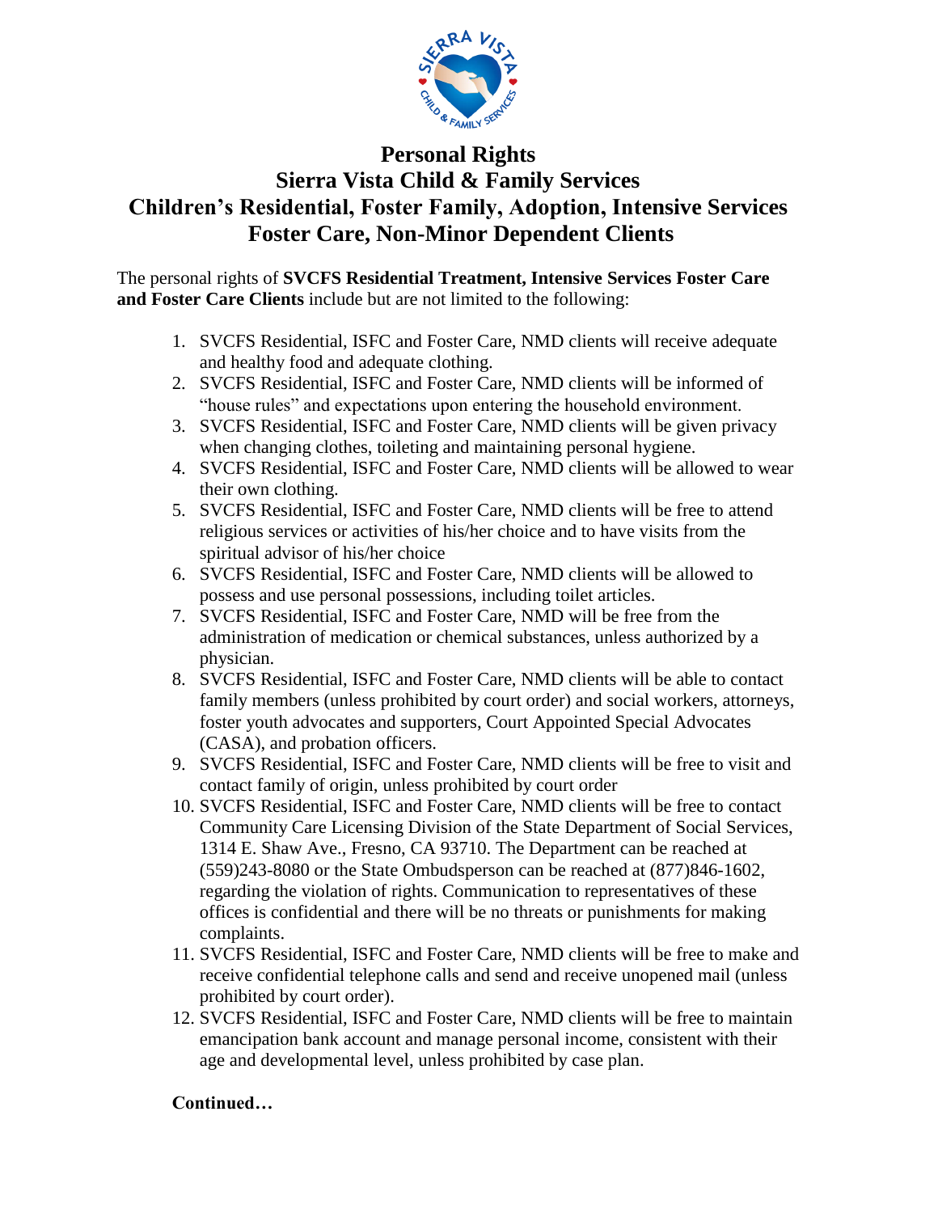# Personal Rights

## Sierra Vista Child & Family Services

## Children's Residential, Foster Family, Adoption, Intensive Services Foster Care, Non-Minor Dependent Clients

The personal rights of **SVCFS Residential Treatment, Intensive Services Foster Care and Foster Care Clients** include but are not limited to the following:

1. SVCFS Residential, ISFC and Foster Care, NMD clients will receive adequate and healthy food and adequate clothing.
2. SVCFS Residential, ISFC and Foster Care, NMD clients will be informed of "house rules" and expectations upon entering the household environment.
3. SVCFS Residential, ISFC and Foster Care, NMD clients will be given privacy when changing clothes, toileting and maintaining personal hygiene.
4. SVCFS Residential, ISFC and Foster Care, NMD clients will be allowed to wear their own clothing.
5. SVCFS Residential, ISFC and Foster Care, NMD clients will be free to attend religious services or activities of his/her choice and to have visits from the spiritual advisor of his/her choice
6. SVCFS Residential, ISFC and Foster Care, NMD clients will be allowed to possess and use personal possessions, including toilet articles.
7. SVCFS Residential, ISFC and Foster Care, NMD will be free from the administration of medication or chemical substances, unless authorized by a physician.
8. SVCFS Residential, ISFC and Foster Care, NMD clients will be able to contact family members (unless prohibited by court order) and social workers, attorneys, foster youth advocates and supporters, Court Appointed Special Advocates (CASA), and probation officers.
9. SVCFS Residential, ISFC and Foster Care, NMD clients will be free to visit and contact family of origin, unless prohibited by court order
10. SVCFS Residential, ISFC and Foster Care, NMD clients will be free to contact Community Care Licensing Division of the State Department of Social Services, 1314 E. Shaw Ave., Fresno, CA 93710. The Department can be reached at (559)243-8080 or the State Ombudsperson can be reached at (877)846-1602, regarding the violation of rights. Communication to representatives of these offices is confidential and there will be no threats or punishments for making complaints.
11. SVCFS Residential, ISFC and Foster Care, NMD clients will be free to make and receive confidential telephone calls and send and receive unopened mail (unless prohibited by court order).
12. SVCFS Residential, ISFC and Foster Care, NMD clients will be free to maintain emancipation bank account and manage personal income, consistent with their age and developmental level, unless prohibited by case plan.

**Continued…**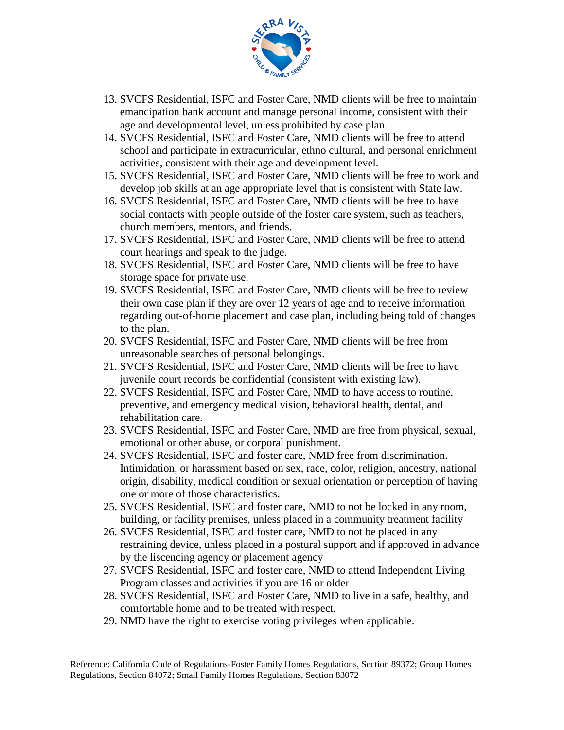13. SVCFS Residential, ISFC and Foster Care, NMD clients will be free to maintain emancipation bank account and manage personal income, consistent with their age and developmental level, unless prohibited by case plan.
14. SVCFS Residential, ISFC and Foster Care, NMD clients will be free to attend school and participate in extracurricular, ethno cultural, and personal enrichment activities, consistent with their age and development level.
15. SVCFS Residential, ISFC and Foster Care, NMD clients will be free to work and develop job skills at an age appropriate level that is consistent with State law.
16. SVCFS Residential, ISFC and Foster Care, NMD clients will be free to have social contacts with people outside of the foster care system, such as teachers, church members, mentors, and friends.
17. SVCFS Residential, ISFC and Foster Care, NMD clients will be free to attend court hearings and speak to the judge.
18. SVCFS Residential, ISFC and Foster Care, NMD clients will be free to have storage space for private use.
19. SVCFS Residential, ISFC and Foster Care, NMD clients will be free to review their own case plan if they are over 12 years of age and to receive information regarding out-of-home placement and case plan, including being told of changes to the plan.
20. SVCFS Residential, ISFC and Foster Care, NMD clients will be free from unreasonable searches of personal belongings.
21. SVCFS Residential, ISFC and Foster Care, NMD clients will be free to have juvenile court records be confidential (consistent with existing law).
22. SVCFS Residential, ISFC and Foster Care, NMD to have access to routine, preventive, and emergency medical vision, behavioral health, dental, and rehabilitation care.
23. SVCFS Residential, ISFC and Foster Care, NMD are free from physical, sexual, emotional or other abuse, or corporal punishment.
24. SVCFS Residential, ISFC and foster care, NMD free from discrimination. Intimidation, or harassment based on sex, race, color, religion, ancestry, national origin, disability, medical condition or sexual orientation or perception of having one or more of those characteristics.
25. SVCFS Residential, ISFC and foster care, NMD to not be locked in any room, building, or facility premises, unless placed in a community treatment facility
26. SVCFS Residential, ISFC and foster care, NMD to not be placed in any restraining device, unless placed in a postural support and if approved in advance by the liscencing agency or placement agency
27. SVCFS Residential, ISFC and foster care, NMD to attend Independent Living Program classes and activities if you are 16 or older
28. SVCFS Residential, ISFC and Foster Care, NMD to live in a safe, healthy, and comfortable home and to be treated with respect.
29. NMD have the right to exercise voting privileges when applicable.

Reference: California Code of Regulations-Foster Family Homes Regulations, Section 89372; Group Homes Regulations, Section 84072; Small Family Homes Regulations, Section 83072